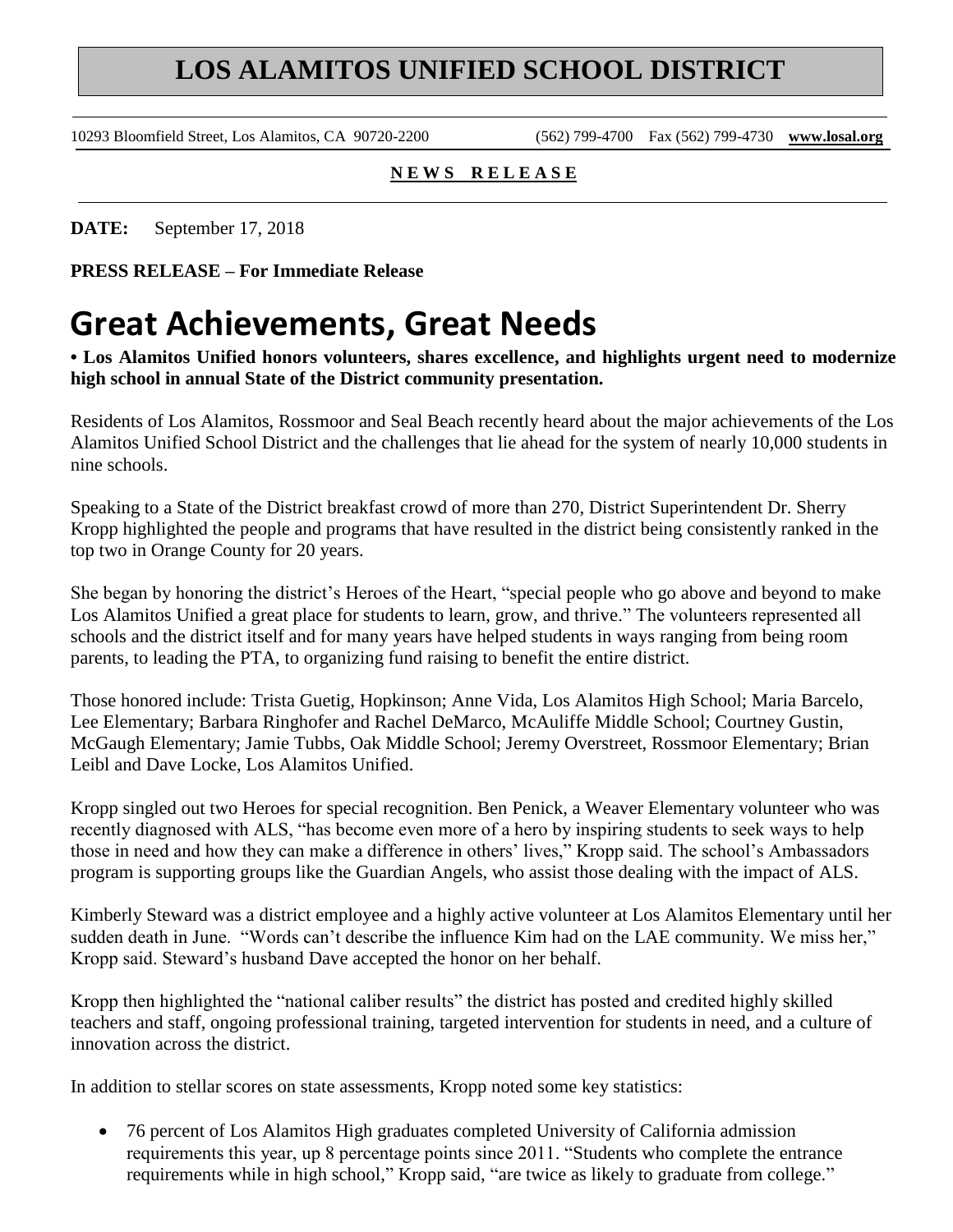# LOS ALAMITOS UNIFIED SCHOOL DISTRICT

10293 Bloomfield Street, Los Alamitos, CA 90720-2200 (562) 799-4700 Fax (562) 799-4730 **www.losal.org**

**N E W S R E L E A S E**

**DATE:** September 17, 2018

**PRESS RELEASE – For Immediate Release**

# Great Achievements, Great Needs

**• Los Alamitos Unified honors volunteers, shares excellence, and highlights urgent need to modernize high school in annual State of the District community presentation.**

Residents of Los Alamitos, Rossmoor and Seal Beach recently heard about the major achievements of the Los Alamitos Unified School District and the challenges that lie ahead for the system of nearly 10,000 students in nine schools.

Speaking to a State of the District breakfast crowd of more than 270, District Superintendent Dr. Sherry Kropp highlighted the people and programs that have resulted in the district being consistently ranked in the top two in Orange County for 20 years.

She began by honoring the district's Heroes of the Heart, "special people who go above and beyond to make Los Alamitos Unified a great place for students to learn, grow, and thrive." The volunteers represented all schools and the district itself and for many years have helped students in ways ranging from being room parents, to leading the PTA, to organizing fund raising to benefit the entire district.

Those honored include: Trista Guetig, Hopkinson; Anne Vida, Los Alamitos High School; Maria Barcelo, Lee Elementary; Barbara Ringhofer and Rachel DeMarco, McAuliffe Middle School; Courtney Gustin, McGaugh Elementary; Jamie Tubbs, Oak Middle School; Jeremy Overstreet, Rossmoor Elementary; Brian Leibl and Dave Locke, Los Alamitos Unified.

Kropp singled out two Heroes for special recognition. Ben Penick, a Weaver Elementary volunteer who was recently diagnosed with ALS, "has become even more of a hero by inspiring students to seek ways to help those in need and how they can make a difference in others' lives," Kropp said. The school's Ambassadors program is supporting groups like the Guardian Angels, who assist those dealing with the impact of ALS.

Kimberly Steward was a district employee and a highly active volunteer at Los Alamitos Elementary until her sudden death in June. "Words can't describe the influence Kim had on the LAE community. We miss her," Kropp said. Steward's husband Dave accepted the honor on her behalf.

Kropp then highlighted the "national caliber results" the district has posted and credited highly skilled teachers and staff, ongoing professional training, targeted intervention for students in need, and a culture of innovation across the district.

In addition to stellar scores on state assessments, Kropp noted some key statistics:

- 76 percent of Los Alamitos High graduates completed University of California admission requirements this year, up 8 percentage points since 2011. "Students who complete the entrance requirements while in high school," Kropp said, "are twice as likely to graduate from college."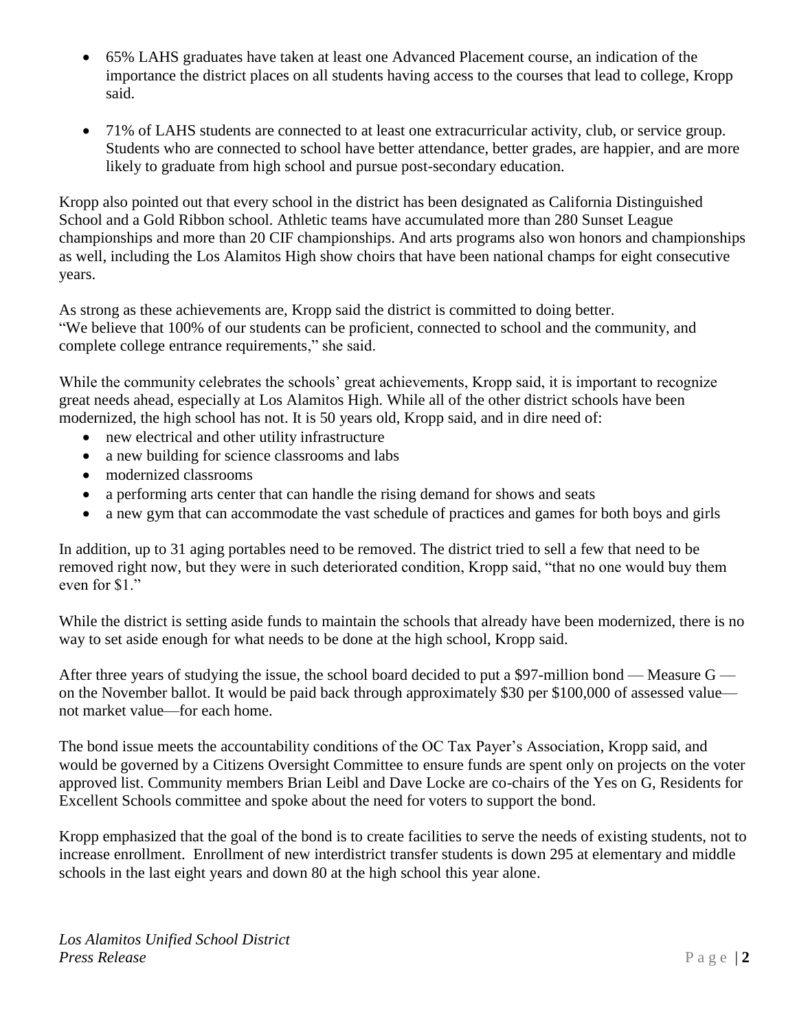- 65% LAHS graduates have taken at least one Advanced Placement course, an indication of the importance the district places on all students having access to the courses that lead to college, Kropp said.
- 71% of LAHS students are connected to at least one extracurricular activity, club, or service group. Students who are connected to school have better attendance, better grades, are happier, and are more likely to graduate from high school and pursue post-secondary education.

Kropp also pointed out that every school in the district has been designated as California Distinguished School and a Gold Ribbon school. Athletic teams have accumulated more than 280 Sunset League championships and more than 20 CIF championships. And arts programs also won honors and championships as well, including the Los Alamitos High show choirs that have been national champs for eight consecutive years.

As strong as these achievements are, Kropp said the district is committed to doing better. "We believe that 100% of our students can be proficient, connected to school and the community, and complete college entrance requirements," she said.

While the community celebrates the schools' great achievements, Kropp said, it is important to recognize great needs ahead, especially at Los Alamitos High. While all of the other district schools have been modernized, the high school has not. It is 50 years old, Kropp said, and in dire need of:

- new electrical and other utility infrastructure
- a new building for science classrooms and labs
- modernized classrooms
- a performing arts center that can handle the rising demand for shows and seats
- a new gym that can accommodate the vast schedule of practices and games for both boys and girls

In addition, up to 31 aging portables need to be removed. The district tried to sell a few that need to be removed right now, but they were in such deteriorated condition, Kropp said, "that no one would buy them even for $1."

While the district is setting aside funds to maintain the schools that already have been modernized, there is no way to set aside enough for what needs to be done at the high school, Kropp said.

After three years of studying the issue, the school board decided to put a $97-million bond — Measure G — on the November ballot. It would be paid back through approximately $30 per $100,000 of assessed value—not market value—for each home.

The bond issue meets the accountability conditions of the OC Tax Payer's Association, Kropp said, and would be governed by a Citizens Oversight Committee to ensure funds are spent only on projects on the voter approved list. Community members Brian Leibl and Dave Locke are co-chairs of the Yes on G, Residents for Excellent Schools committee and spoke about the need for voters to support the bond.

Kropp emphasized that the goal of the bond is to create facilities to serve the needs of existing students, not to increase enrollment. Enrollment of new interdistrict transfer students is down 295 at elementary and middle schools in the last eight years and down 80 at the high school this year alone.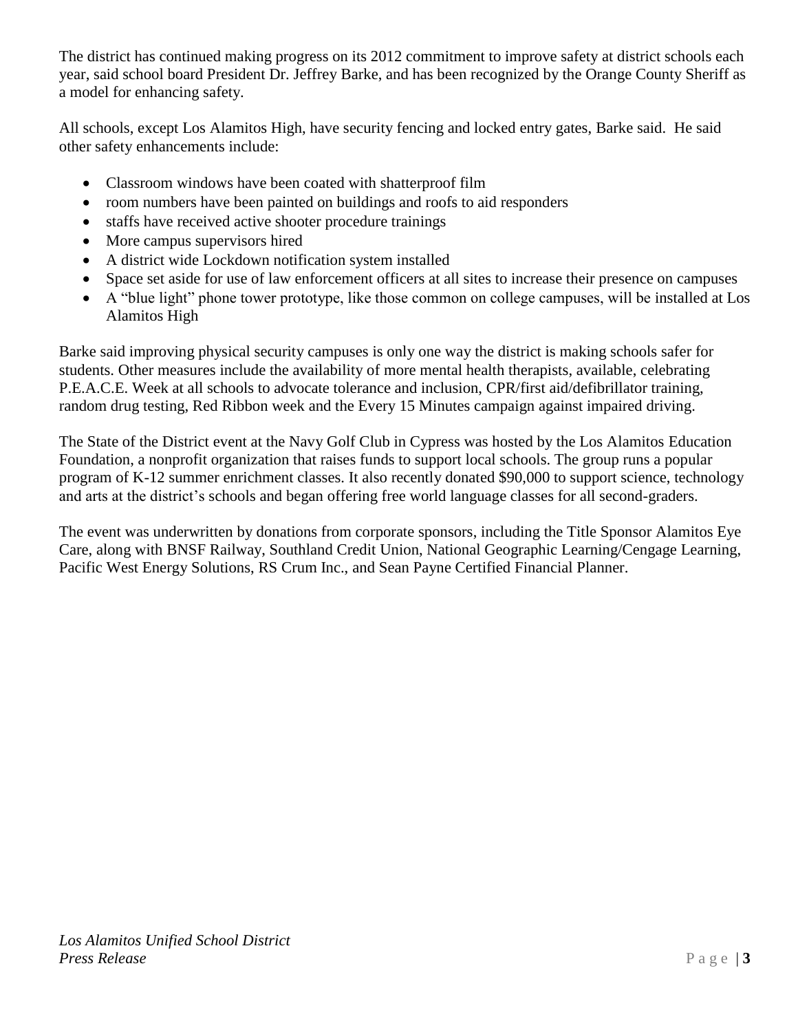The district has continued making progress on its 2012 commitment to improve safety at district schools each year, said school board President Dr. Jeffrey Barke, and has been recognized by the Orange County Sheriff as a model for enhancing safety.

All schools, except Los Alamitos High, have security fencing and locked entry gates, Barke said. He said other safety enhancements include:

- Classroom windows have been coated with shatterproof film
- room numbers have been painted on buildings and roofs to aid responders
- staffs have received active shooter procedure trainings
- More campus supervisors hired
- A district wide Lockdown notification system installed
- Space set aside for use of law enforcement officers at all sites to increase their presence on campuses
- A "blue light" phone tower prototype, like those common on college campuses, will be installed at Los Alamitos High

Barke said improving physical security campuses is only one way the district is making schools safer for students. Other measures include the availability of more mental health therapists, available, celebrating P.E.A.C.E. Week at all schools to advocate tolerance and inclusion, CPR/first aid/defibrillator training, random drug testing, Red Ribbon week and the Every 15 Minutes campaign against impaired driving.

The State of the District event at the Navy Golf Club in Cypress was hosted by the Los Alamitos Education Foundation, a nonprofit organization that raises funds to support local schools. The group runs a popular program of K-12 summer enrichment classes. It also recently donated $90,000 to support science, technology and arts at the district's schools and began offering free world language classes for all second-graders.

The event was underwritten by donations from corporate sponsors, including the Title Sponsor Alamitos Eye Care, along with BNSF Railway, Southland Credit Union, National Geographic Learning/Cengage Learning, Pacific West Energy Solutions, RS Crum Inc., and Sean Payne Certified Financial Planner.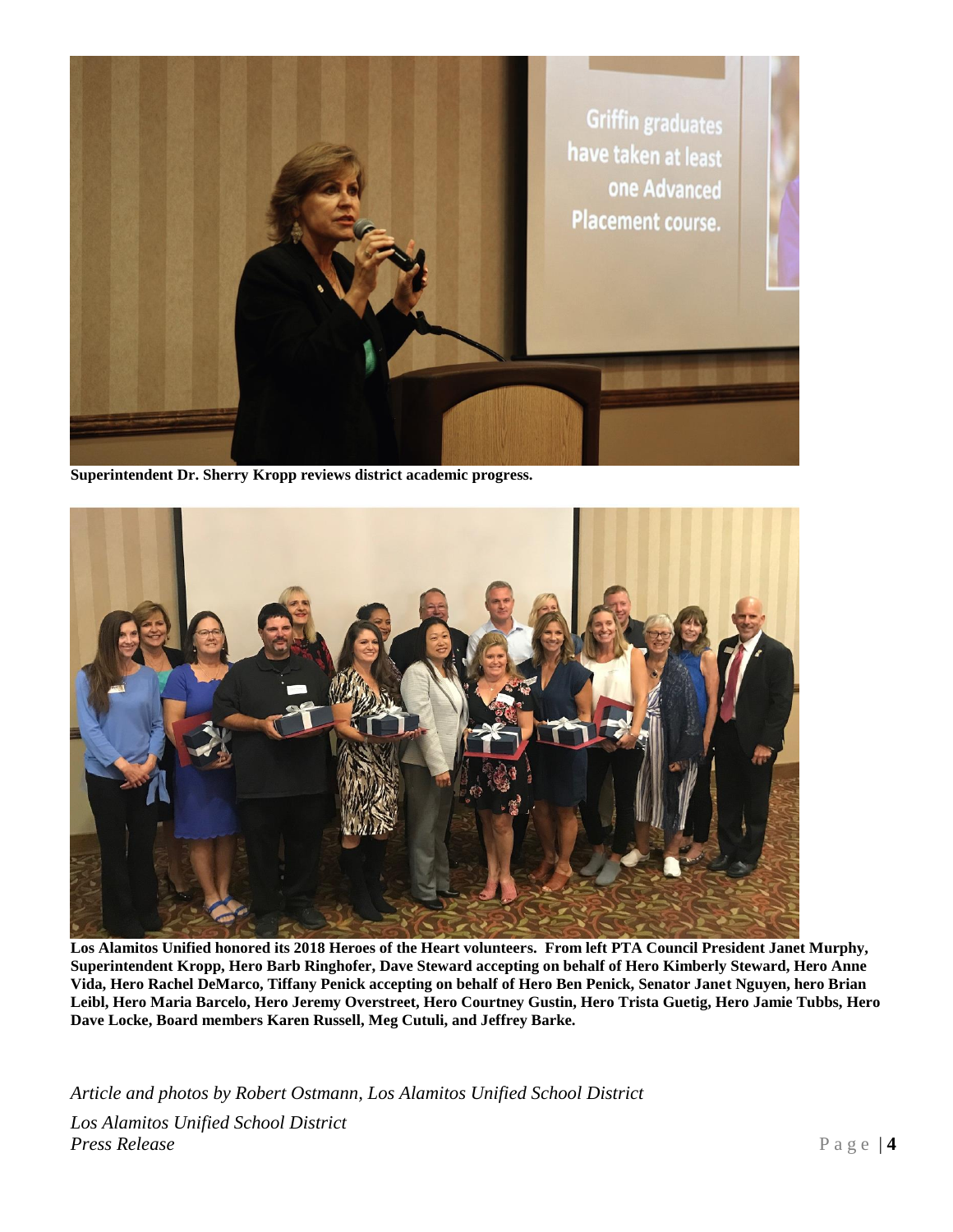**Superintendent Dr. Sherry Kropp reviews district academic progress.**

**Los Alamitos Unified honored its 2018 Heroes of the Heart volunteers. From left PTA Council President Janet Murphy, Superintendent Kropp, Hero Barb Ringhofer, Dave Steward accepting on behalf of Hero Kimberly Steward, Hero Anne Vida, Hero Rachel DeMarco, Tiffany Penick accepting on behalf of Hero Ben Penick, Senator Janet Nguyen, hero Brian Leibl, Hero Maria Barcelo, Hero Jeremy Overstreet, Hero Courtney Gustin, Hero Trista Guetig, Hero Jamie Tubbs, Hero Dave Locke, Board members Karen Russell, Meg Cutuli, and Jeffrey Barke.**

*Article and photos by Robert Ostmann, Los Alamitos Unified School District*

*Los Alamitos Unified School District*
*Press Release*